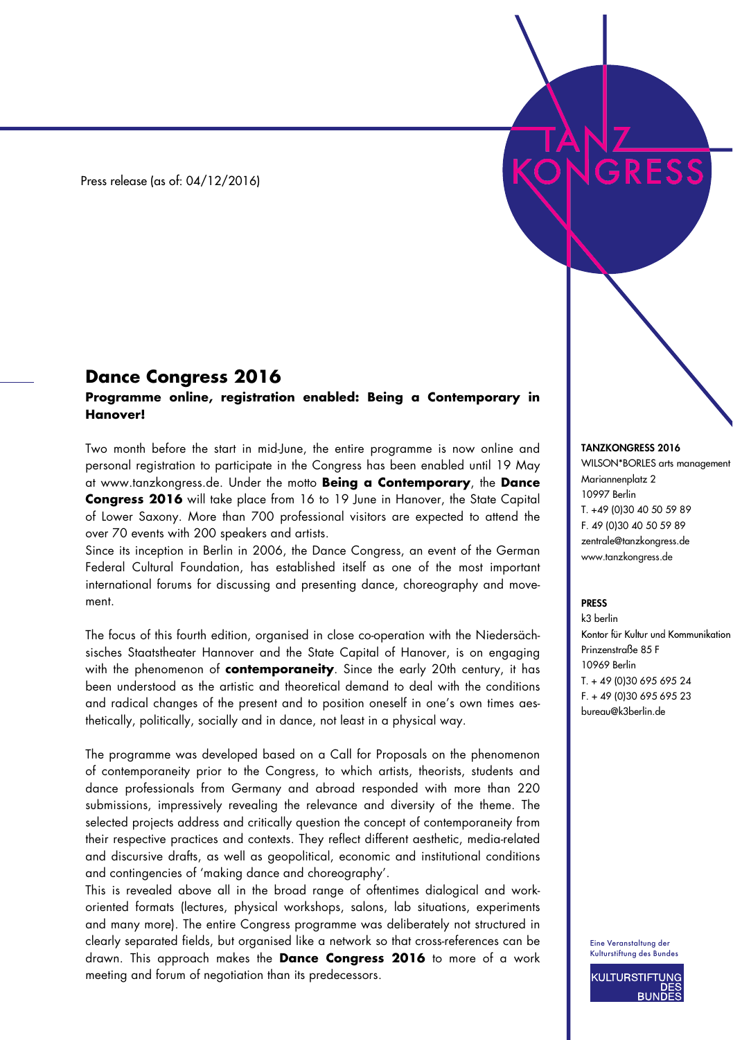Press release (as of: 04/12/2016)

# Dance Congress 2016

**Programme online, registration enabled: Being a Contemporary in Hanover!**

Two month before the start in mid-June, the entire programme is now online and personal registration to participate in the Congress has been enabled until 19 May at www.tanzkongress.de. Under the motto **Being a Contemporary**, the **Dance Congress 2016** will take place from 16 to 19 June in Hanover, the State Capital of Lower Saxony. More than 700 professional visitors are expected to attend the over 70 events with 200 speakers and artists.

Since its inception in Berlin in 2006, the Dance Congress, an event of the German Federal Cultural Foundation, has established itself as one of the most important international forums for discussing and presenting dance, choreography and movement.

The focus of this fourth edition, organised in close co-operation with the Niedersächsisches Staatstheater Hannover and the State Capital of Hanover, is on engaging with the phenomenon of **contemporaneity**. Since the early 20th century, it has been understood as the artistic and theoretical demand to deal with the conditions and radical changes of the present and to position oneself in one's own times aesthetically, politically, socially and in dance, not least in a physical way.

The programme was developed based on a Call for Proposals on the phenomenon of contemporaneity prior to the Congress, to which artists, theorists, students and dance professionals from Germany and abroad responded with more than 220 submissions, impressively revealing the relevance and diversity of the theme. The selected projects address and critically question the concept of contemporaneity from their respective practices and contexts. They reflect different aesthetic, media-related and discursive drafts, as well as geopolitical, economic and institutional conditions and contingencies of 'making dance and choreography'.

This is revealed above all in the broad range of oftentimes dialogical and work-oriented formats (lectures, physical workshops, salons, lab situations, experiments and many more). The entire Congress programme was deliberately not structured in clearly separated fields, but organised like a network so that cross-references can be drawn. This approach makes the **Dance Congress 2016** to more of a work meeting and forum of negotiation than its predecessors.

**TANZKONGRESS 2016**
WILSON*BORLES arts management
Mariannenplatz 2
10997 Berlin
T. +49 (0)30 40 50 59 89
F. 49 (0)30 40 50 59 89
zentrale@tanzkongress.de
www.tanzkongress.de

**PRESS**
k3 berlin
Kontor für Kultur und Kommunikation
Prinzenstraße 85 F
10969 Berlin
T. + 49 (0)30 695 695 24
F. + 49 (0)30 695 695 23
bureau@k3berlin.de

Eine Veranstaltung der Kulturstiftung des Bundes

KULTURSTIFTUNG DES BUNDES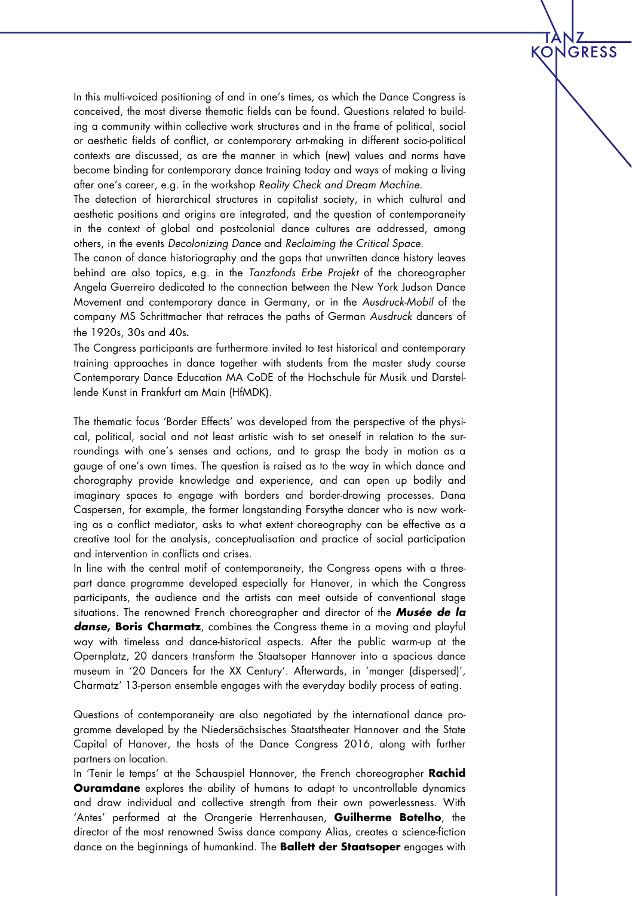In this multi-voiced positioning of and in one's times, as which the Dance Congress is conceived, the most diverse thematic fields can be found. Questions related to building a community within collective work structures and in the frame of political, social or aesthetic fields of conflict, or contemporary art-making in different socio-political contexts are discussed, as are the manner in which (new) values and norms have become binding for contemporary dance training today and ways of making a living after one's career, e.g. in the workshop *Reality Check and Dream Machine*.
The detection of hierarchical structures in capitalist society, in which cultural and aesthetic positions and origins are integrated, and the question of contemporaneity in the context of global and postcolonial dance cultures are addressed, among others, in the events *Decolonizing Dance* and *Reclaiming the Critical Space*.
The canon of dance historiography and the gaps that unwritten dance history leaves behind are also topics, e.g. in the *Tanzfonds Erbe Projekt* of the choreographer Angela Guerreiro dedicated to the connection between the New York Judson Dance Movement and contemporary dance in Germany, or in the *Ausdruck-Mobil* of the company MS Schrittmacher that retraces the paths of German *Ausdruck* dancers of the 1920s, 30s and 40s.
The Congress participants are furthermore invited to test historical and contemporary training approaches in dance together with students from the master study course Contemporary Dance Education MA CoDE of the Hochschule für Musik und Darstellende Kunst in Frankfurt am Main (HfMDK).

The thematic focus 'Border Effects' was developed from the perspective of the physical, political, social and not least artistic wish to set oneself in relation to the surroundings with one's senses and actions, and to grasp the body in motion as a gauge of one's own times. The question is raised as to the way in which dance and chorography provide knowledge and experience, and can open up bodily and imaginary spaces to engage with borders and border-drawing processes. Dana Caspersen, for example, the former longstanding Forsythe dancer who is now working as a conflict mediator, asks to what extent choreography can be effective as a creative tool for the analysis, conceptualisation and practice of social participation and intervention in conflicts and crises.
In line with the central motif of contemporaneity, the Congress opens with a three-part dance programme developed especially for Hanover, in which the Congress participants, the audience and the artists can meet outside of conventional stage situations. The renowned French choreographer and director of the ***Musée de la danse*, Boris Charmatz**, combines the Congress theme in a moving and playful way with timeless and dance-historical aspects. After the public warm-up at the Opernplatz, 20 dancers transform the Staatsoper Hannover into a spacious dance museum in '20 Dancers for the XX Century'. Afterwards, in 'manger (dispersed)', Charmatz' 13-person ensemble engages with the everyday bodily process of eating.

Questions of contemporaneity are also negotiated by the international dance programme developed by the Niedersächsisches Staatstheater Hannover and the State Capital of Hanover, the hosts of the Dance Congress 2016, along with further partners on location.
In 'Tenir le temps' at the Schauspiel Hannover, the French choreographer **Rachid Ouramdane** explores the ability of humans to adapt to uncontrollable dynamics and draw individual and collective strength from their own powerlessness. With 'Antes' performed at the Orangerie Herrenhausen, **Guilherme Botelho**, the director of the most renowned Swiss dance company Alias, creates a science-fiction dance on the beginnings of humankind. The **Ballett der Staatsoper** engages with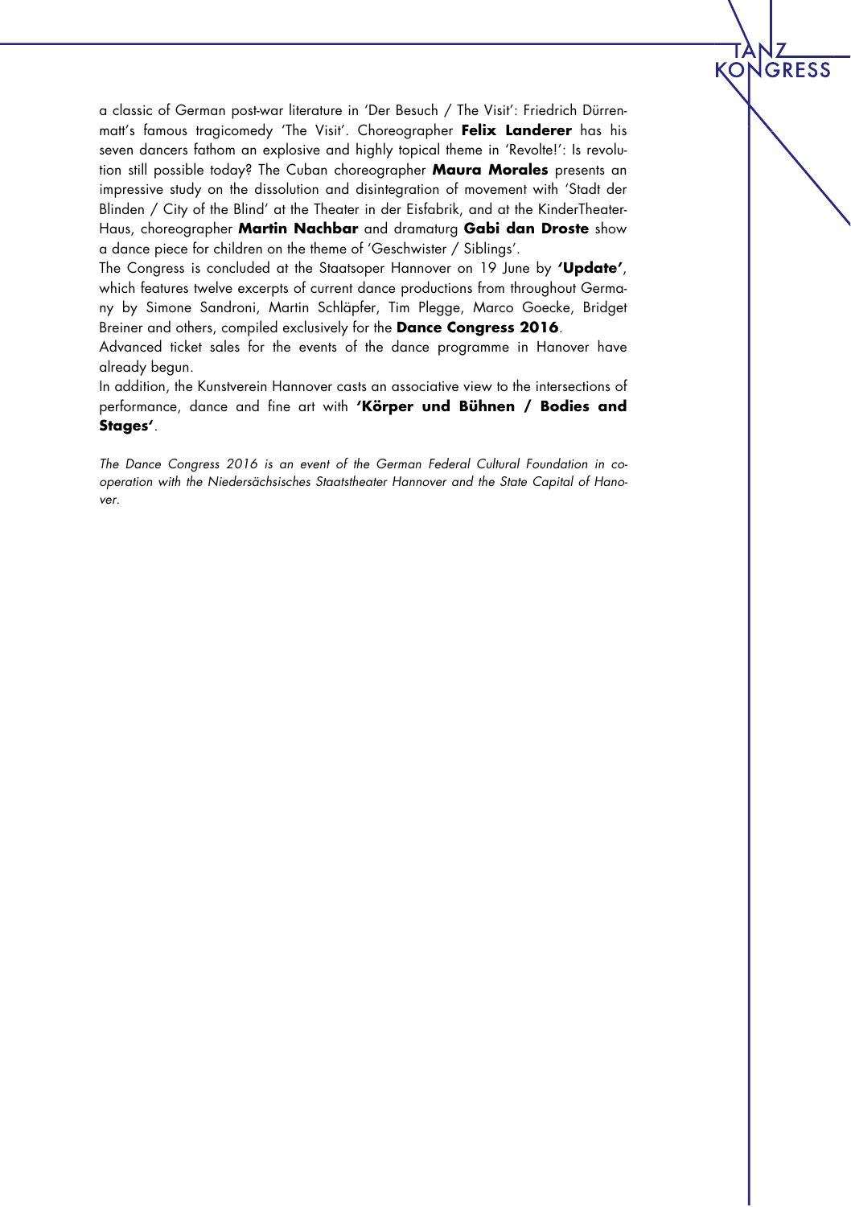a classic of German post-war literature in 'Der Besuch / The Visit': Friedrich Dürrenmatt's famous tragicomedy 'The Visit'. Choreographer **Felix Landerer** has his seven dancers fathom an explosive and highly topical theme in 'Revolte!': Is revolution still possible today? The Cuban choreographer **Maura Morales** presents an impressive study on the dissolution and disintegration of movement with 'Stadt der Blinden / City of the Blind' at the Theater in der Eisfabrik, and at the KinderTheater-Haus, choreographer **Martin Nachbar** and dramaturg **Gabi dan Droste** show a dance piece for children on the theme of 'Geschwister / Siblings'.

The Congress is concluded at the Staatsoper Hannover on 19 June by **'Update'**, which features twelve excerpts of current dance productions from throughout Germany by Simone Sandroni, Martin Schläpfer, Tim Plegge, Marco Goecke, Bridget Breiner and others, compiled exclusively for the **Dance Congress 2016**.

Advanced ticket sales for the events of the dance programme in Hanover have already begun.

In addition, the Kunstverein Hannover casts an associative view to the intersections of performance, dance and fine art with **'Körper und Bühnen / Bodies and Stages'**.

*The Dance Congress 2016 is an event of the German Federal Cultural Foundation in co-operation with the Niedersächsisches Staatstheater Hannover and the State Capital of Hanover.*